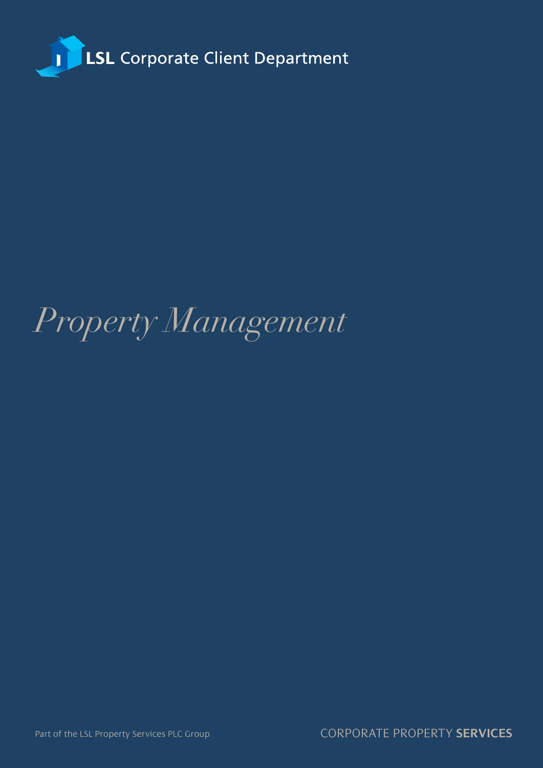**LSL** Corporate Client Department

# *Property Management*

Part of the LSL Property Services PLC Group

CORPORATE PROPERTY **SERVICES**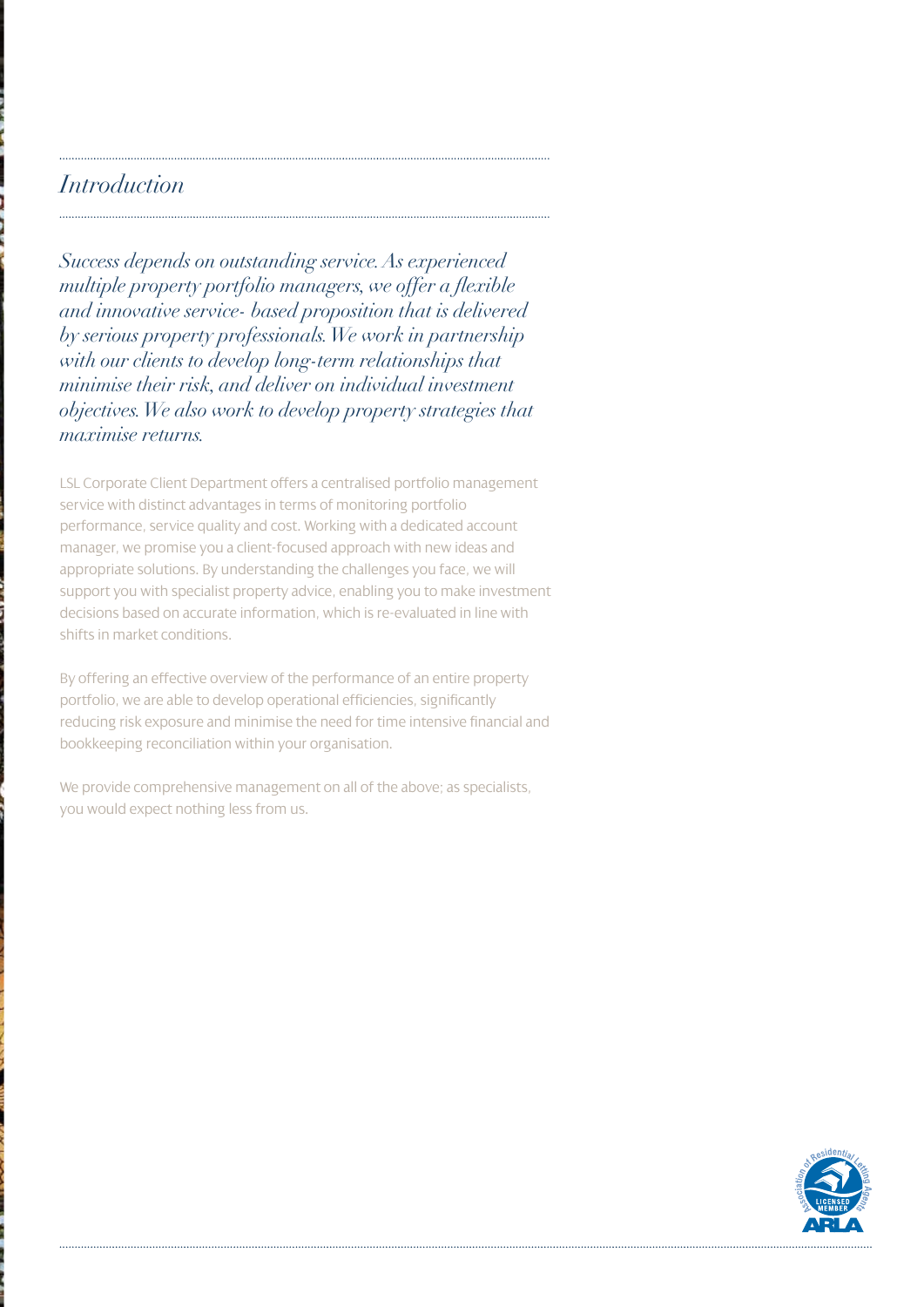## *Introduction*

*Success depends on outstanding service. As experienced multiple property portfolio managers, we offer a flexible and innovative service- based proposition that is delivered by serious property professionals. We work in partnership with our clients to develop long-term relationships that minimise their risk, and deliver on individual investment objectives. We also work to develop property strategies that maximise returns.*

LSL Corporate Client Department offers a centralised portfolio management service with distinct advantages in terms of monitoring portfolio performance, service quality and cost. Working with a dedicated account manager, we promise you a client-focused approach with new ideas and appropriate solutions. By understanding the challenges you face, we will support you with specialist property advice, enabling you to make investment decisions based on accurate information, which is re-evaluated in line with shifts in market conditions.

By offering an effective overview of the performance of an entire property portfolio, we are able to develop operational efficiencies, significantly reducing risk exposure and minimise the need for time intensive financial and bookkeeping reconciliation within your organisation.

We provide comprehensive management on all of the above; as specialists, you would expect nothing less from us.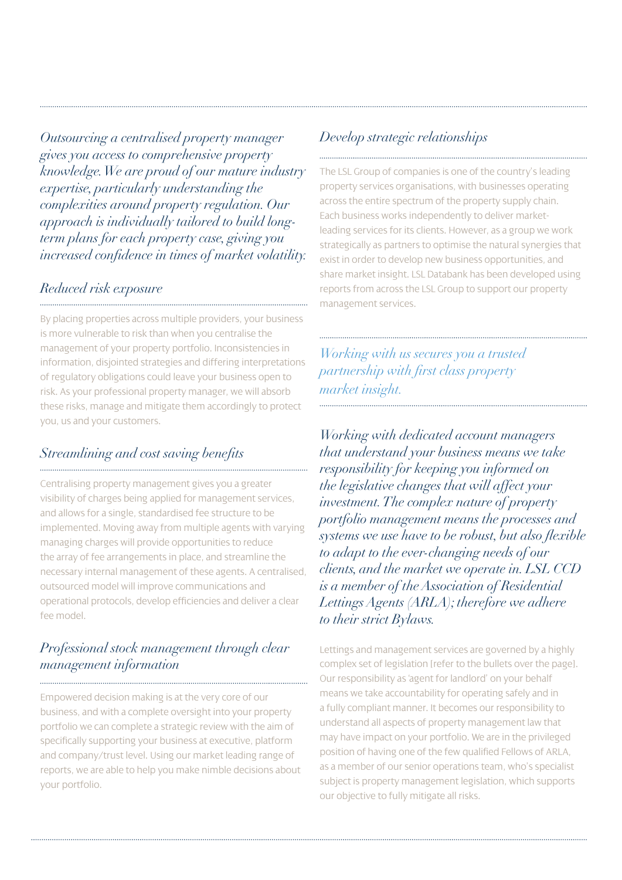*Outsourcing a centralised property manager gives you access to comprehensive property knowledge. We are proud of our mature industry expertise, particularly understanding the complexities around property regulation. Our approach is individually tailored to build long-term plans for each property case, giving you increased confidence in times of market volatility.*

## *Reduced risk exposure*

By placing properties across multiple providers, your business is more vulnerable to risk than when you centralise the management of your property portfolio. Inconsistencies in information, disjointed strategies and differing interpretations of regulatory obligations could leave your business open to risk. As your professional property manager, we will absorb these risks, manage and mitigate them accordingly to protect you, us and your customers.

## *Streamlining and cost saving benefits*

Centralising property management gives you a greater visibility of charges being applied for management services, and allows for a single, standardised fee structure to be implemented. Moving away from multiple agents with varying managing charges will provide opportunities to reduce the array of fee arrangements in place, and streamline the necessary internal management of these agents. A centralised, outsourced model will improve communications and operational protocols, develop efficiencies and deliver a clear fee model.

## *Professional stock management through clear management information*

Empowered decision making is at the very core of our business, and with a complete oversight into your property portfolio we can complete a strategic review with the aim of specifically supporting your business at executive, platform and company/trust level. Using our market leading range of reports, we are able to help you make nimble decisions about your portfolio.

## *Develop strategic relationships*

The LSL Group of companies is one of the country's leading property services organisations, with businesses operating across the entire spectrum of the property supply chain. Each business works independently to deliver market-leading services for its clients. However, as a group we work strategically as partners to optimise the natural synergies that exist in order to develop new business opportunities, and share market insight. LSL Databank has been developed using reports from across the LSL Group to support our property management services.

*Working with us secures you a trusted partnership with first class property market insight.*

*Working with dedicated account managers that understand your business means we take responsibility for keeping you informed on the legislative changes that will affect your investment. The complex nature of property portfolio management means the processes and systems we use have to be robust, but also flexible to adapt to the ever-changing needs of our clients, and the market we operate in. LSL CCD is a member of the Association of Residential Lettings Agents (ARLA); therefore we adhere to their strict Bylaws.*

Lettings and management services are governed by a highly complex set of legislation (refer to the bullets over the page). Our responsibility as 'agent for landlord' on your behalf means we take accountability for operating safely and in a fully compliant manner. It becomes our responsibility to understand all aspects of property management law that may have impact on your portfolio. We are in the privileged position of having one of the few qualified Fellows of ARLA, as a member of our senior operations team, who's specialist subject is property management legislation, which supports our objective to fully mitigate all risks.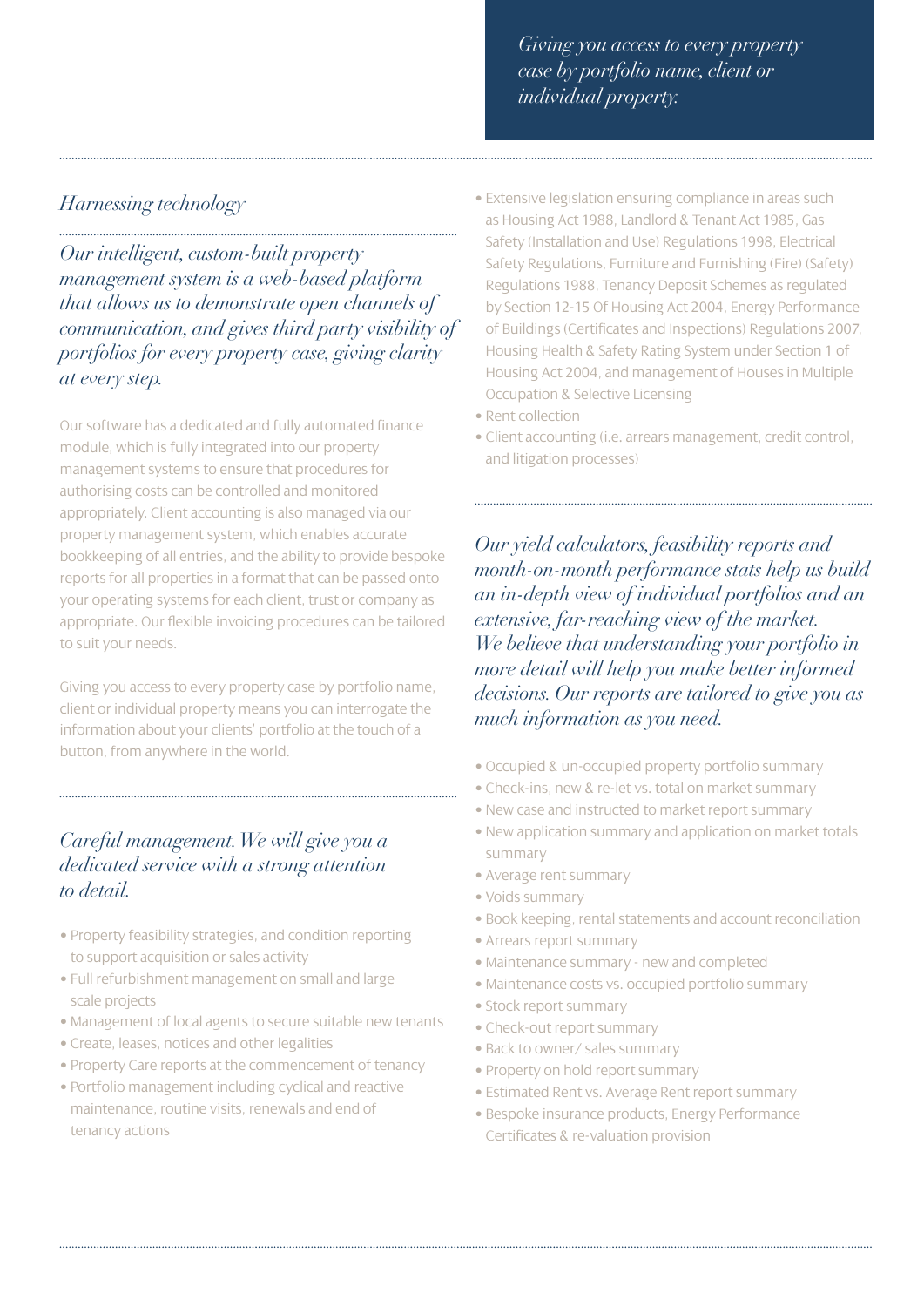*Giving you access to every property case by portfolio name, client or individual property.*

## *Harnessing technology*

*Our intelligent, custom-built property management system is a web-based platform that allows us to demonstrate open channels of communication, and gives third party visibility of portfolios for every property case, giving clarity at every step.*

Our software has a dedicated and fully automated finance module, which is fully integrated into our property management systems to ensure that procedures for authorising costs can be controlled and monitored appropriately. Client accounting is also managed via our property management system, which enables accurate bookkeeping of all entries, and the ability to provide bespoke reports for all properties in a format that can be passed onto your operating systems for each client, trust or company as appropriate. Our flexible invoicing procedures can be tailored to suit your needs.

Giving you access to every property case by portfolio name, client or individual property means you can interrogate the information about your clients' portfolio at the touch of a button, from anywhere in the world.

## *Careful management. We will give you a dedicated service with a strong attention to detail.*

- Property feasibility strategies, and condition reporting to support acquisition or sales activity
- Full refurbishment management on small and large scale projects
- Management of local agents to secure suitable new tenants
- Create, leases, notices and other legalities
- Property Care reports at the commencement of tenancy
- Portfolio management including cyclical and reactive maintenance, routine visits, renewals and end of tenancy actions
- Extensive legislation ensuring compliance in areas such as Housing Act 1988, Landlord & Tenant Act 1985, Gas Safety (Installation and Use) Regulations 1998, Electrical Safety Regulations, Furniture and Furnishing (Fire) (Safety) Regulations 1988, Tenancy Deposit Schemes as regulated by Section 12-15 Of Housing Act 2004, Energy Performance of Buildings (Certificates and Inspections) Regulations 2007, Housing Health & Safety Rating System under Section 1 of Housing Act 2004, and management of Houses in Multiple Occupation & Selective Licensing
- Rent collection
- Client accounting (i.e. arrears management, credit control, and litigation processes)

*Our yield calculators, feasibility reports and month-on-month performance stats help us build an in-depth view of individual portfolios and an extensive, far-reaching view of the market. We believe that understanding your portfolio in more detail will help you make better informed decisions. Our reports are tailored to give you as much information as you need.*

- Occupied & un-occupied property portfolio summary
- Check-ins, new & re-let vs. total on market summary
- New case and instructed to market report summary
- New application summary and application on market totals summary
- Average rent summary
- Voids summary
- Book keeping, rental statements and account reconciliation
- Arrears report summary
- Maintenance summary - new and completed
- Maintenance costs vs. occupied portfolio summary
- Stock report summary
- Check-out report summary
- Back to owner/ sales summary
- Property on hold report summary
- Estimated Rent vs. Average Rent report summary
- Bespoke insurance products, Energy Performance Certificates & re-valuation provision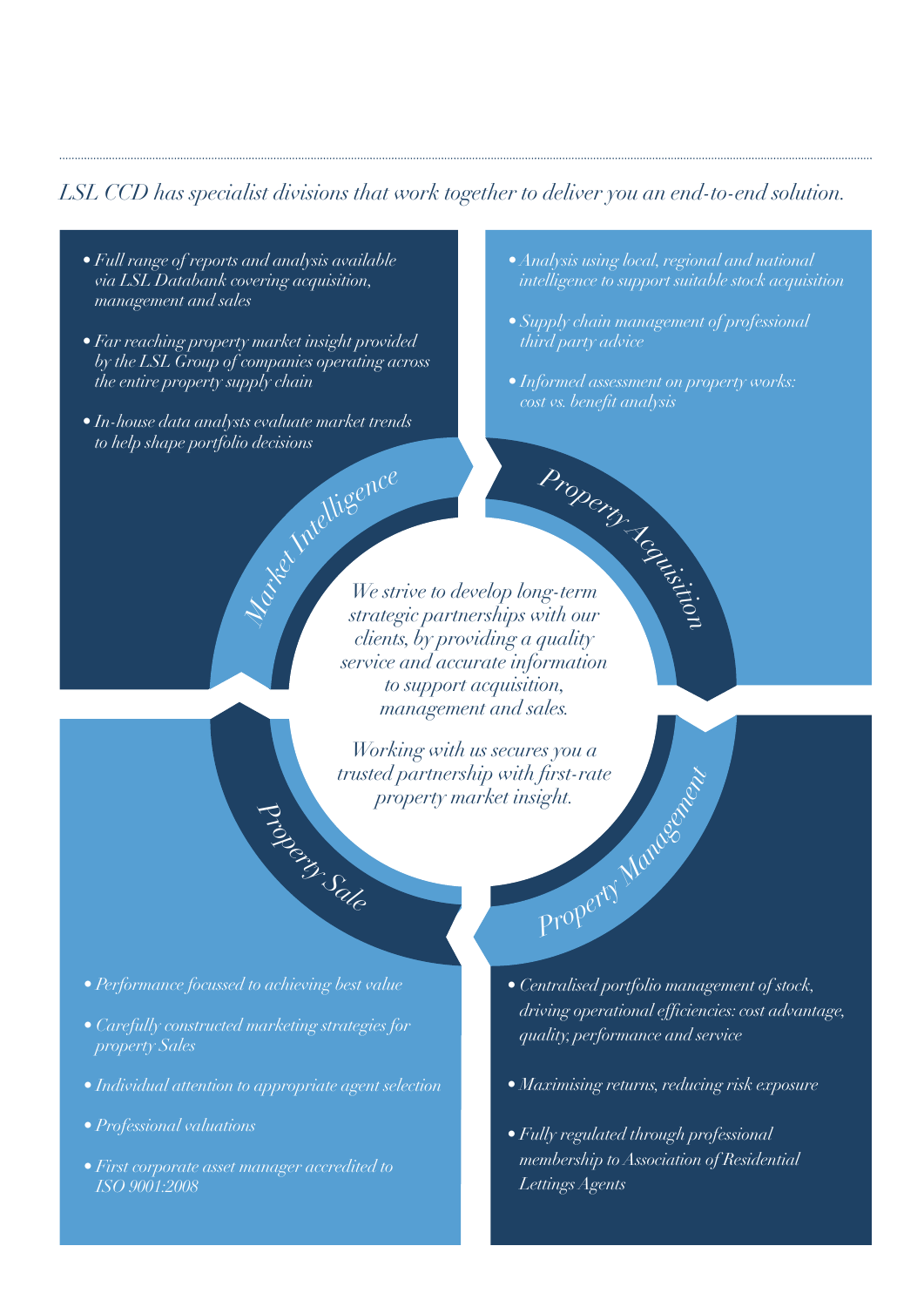*LSL CCD has specialist divisions that work together to deliver you an end-to-end solution.*

## Market Intelligence

- *Full range of reports and analysis available via LSL Databank covering acquisition, management and sales*
- *Far reaching property market insight provided by the LSL Group of companies operating across the entire property supply chain*
- *In-house data analysts evaluate market trends to help shape portfolio decisions*

## Property Acquisition

- *Analysis using local, regional and national intelligence to support suitable stock acquisition*
- *Supply chain management of professional third party advice*
- *Informed assessment on property works: cost vs. benefit analysis*

*We strive to develop long-term strategic partnerships with our clients, by providing a quality service and accurate information to support acquisition, management and sales.*

*Working with us secures you a trusted partnership with first-rate property market insight.*

## Property Sale

- *Performance focussed to achieving best value*
- *Carefully constructed marketing strategies for property Sales*
- *Individual attention to appropriate agent selection*
- *Professional valuations*
- *First corporate asset manager accredited to ISO 9001:2008*

## Property Management

- *Centralised portfolio management of stock, driving operational efficiencies: cost advantage, quality, performance and service*
- *Maximising returns, reducing risk exposure*
- *Fully regulated through professional membership to Association of Residential Lettings Agents*